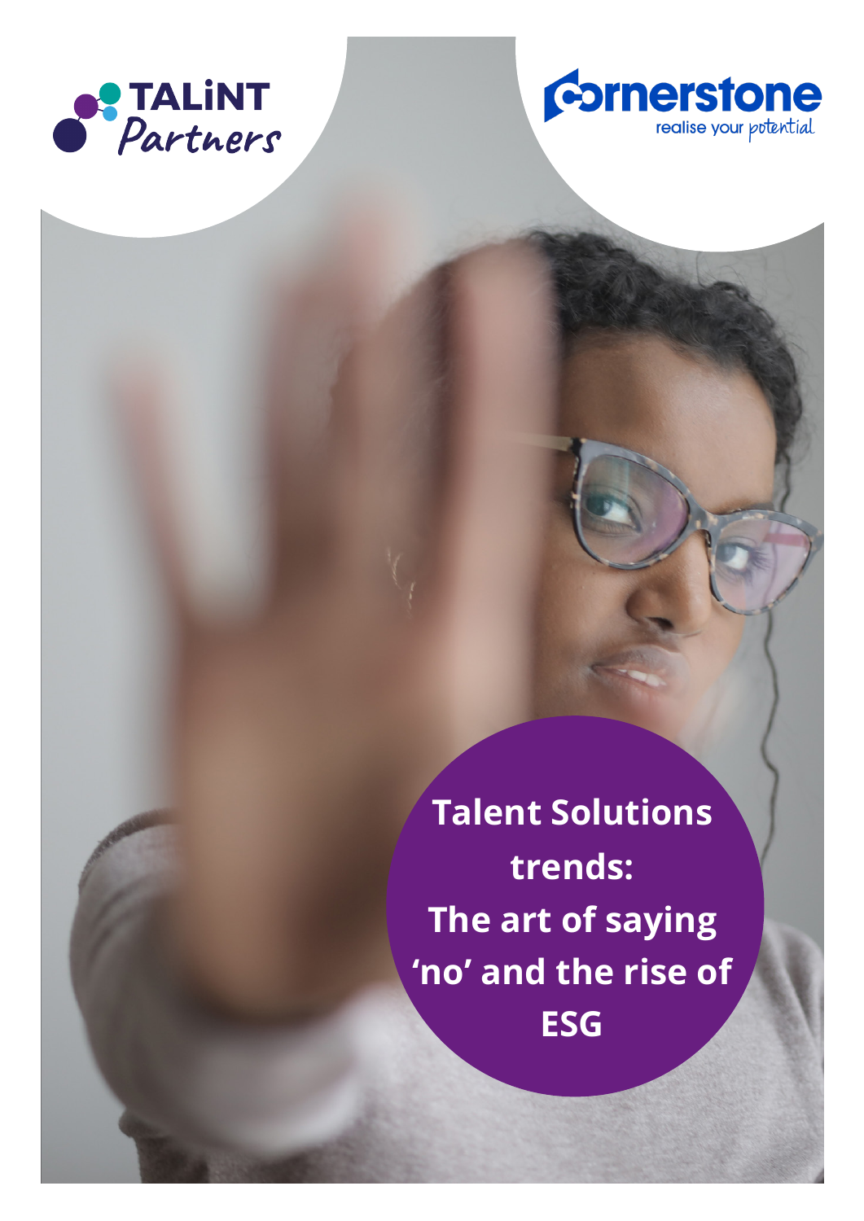TALiNT Partners

Cornerstone
realise your potential

# Talent Solutions trends: The art of saying 'no' and the rise of ESG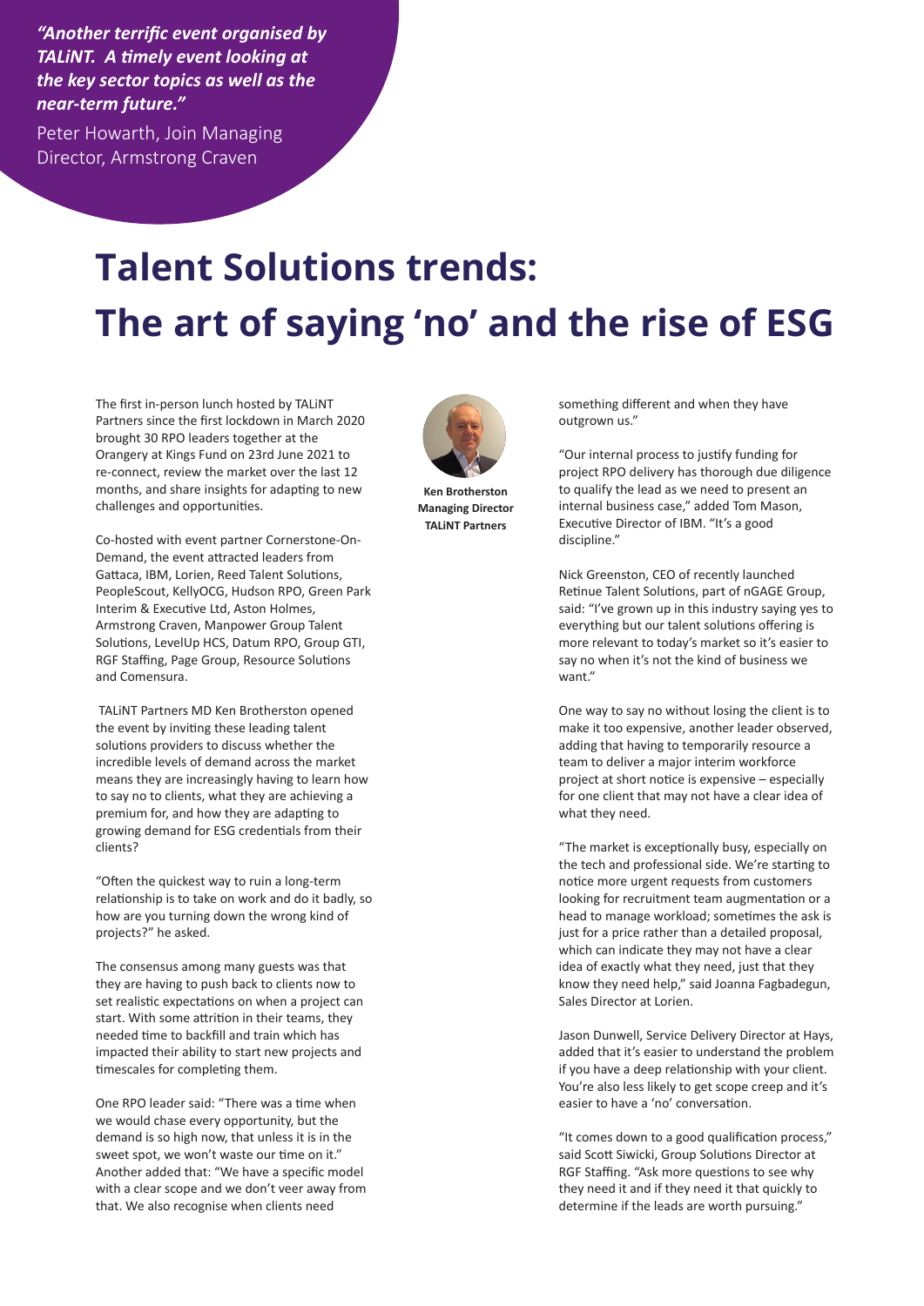*"Another terrific event organised by TALiNT. A timely event looking at the key sector topics as well as the near-term future."*

Peter Howarth, Join Managing Director, Armstrong Craven

# Talent Solutions trends: The art of saying 'no' and the rise of ESG

The first in-person lunch hosted by TALiNT Partners since the first lockdown in March 2020 brought 30 RPO leaders together at the Orangery at Kings Fund on 23rd June 2021 to re-connect, review the market over the last 12 months, and share insights for adapting to new challenges and opportunities.

Co-hosted with event partner Cornerstone-On-Demand, the event attracted leaders from Gattaca, IBM, Lorien, Reed Talent Solutions, PeopleScout, KellyOCG, Hudson RPO, Green Park Interim & Executive Ltd, Aston Holmes, Armstrong Craven, Manpower Group Talent Solutions, LevelUp HCS, Datum RPO, Group GTI, RGF Staffing, Page Group, Resource Solutions and Comensura.

TALiNT Partners MD Ken Brotherston opened the event by inviting these leading talent solutions providers to discuss whether the incredible levels of demand across the market means they are increasingly having to learn how to say no to clients, what they are achieving a premium for, and how they are adapting to growing demand for ESG credentials from their clients?

**Ken Brotherston**
**Managing Director**
**TALiNT Partners**

"Often the quickest way to ruin a long-term relationship is to take on work and do it badly, so how are you turning down the wrong kind of projects?" he asked.

The consensus among many guests was that they are having to push back to clients now to set realistic expectations on when a project can start. With some attrition in their teams, they needed time to backfill and train which has impacted their ability to start new projects and timescales for completing them.

One RPO leader said: "There was a time when we would chase every opportunity, but the demand is so high now, that unless it is in the sweet spot, we won't waste our time on it." Another added that: "We have a specific model with a clear scope and we don't veer away from that. We also recognise when clients need something different and when they have outgrown us."

"Our internal process to justify funding for project RPO delivery has thorough due diligence to qualify the lead as we need to present an internal business case," added Tom Mason, Executive Director of IBM. "It's a good discipline."

Nick Greenston, CEO of recently launched Retinue Talent Solutions, part of nGAGE Group, said: "I've grown up in this industry saying yes to everything but our talent solutions offering is more relevant to today's market so it's easier to say no when it's not the kind of business we want."

One way to say no without losing the client is to make it too expensive, another leader observed, adding that having to temporarily resource a team to deliver a major interim workforce project at short notice is expensive – especially for one client that may not have a clear idea of what they need.

"The market is exceptionally busy, especially on the tech and professional side. We're starting to notice more urgent requests from customers looking for recruitment team augmentation or a head to manage workload; sometimes the ask is just for a price rather than a detailed proposal, which can indicate they may not have a clear idea of exactly what they need, just that they know they need help," said Joanna Fagbadegun, Sales Director at Lorien.

Jason Dunwell, Service Delivery Director at Hays, added that it's easier to understand the problem if you have a deep relationship with your client. You're also less likely to get scope creep and it's easier to have a 'no' conversation.

"It comes down to a good qualification process," said Scott Siwicki, Group Solutions Director at RGF Staffing. "Ask more questions to see why they need it and if they need it that quickly to determine if the leads are worth pursuing."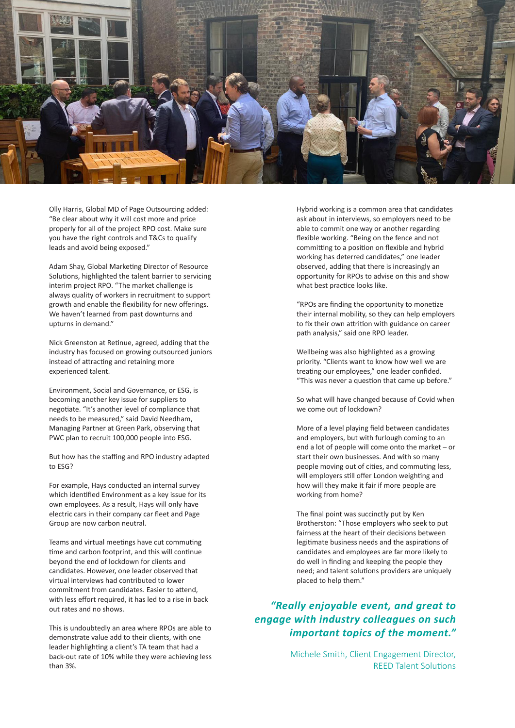Olly Harris, Global MD of Page Outsourcing added: "Be clear about why it will cost more and price properly for all of the project RPO cost. Make sure you have the right controls and T&Cs to qualify leads and avoid being exposed."

Adam Shay, Global Marketing Director of Resource Solutions, highlighted the talent barrier to servicing interim project RPO. "The market challenge is always quality of workers in recruitment to support growth and enable the flexibility for new offerings. We haven't learned from past downturns and upturns in demand."

Nick Greenston at Retinue, agreed, adding that the industry has focused on growing outsourced juniors instead of attracting and retaining more experienced talent.

Environment, Social and Governance, or ESG, is becoming another key issue for suppliers to negotiate. "It's another level of compliance that needs to be measured," said David Needham, Managing Partner at Green Park, observing that PWC plan to recruit 100,000 people into ESG.

But how has the staffing and RPO industry adapted to ESG?

For example, Hays conducted an internal survey which identified Environment as a key issue for its own employees. As a result, Hays will only have electric cars in their company car fleet and Page Group are now carbon neutral.

Teams and virtual meetings have cut commuting time and carbon footprint, and this will continue beyond the end of lockdown for clients and candidates. However, one leader observed that virtual interviews had contributed to lower commitment from candidates. Easier to attend, with less effort required, it has led to a rise in back out rates and no shows.

This is undoubtedly an area where RPOs are able to demonstrate value add to their clients, with one leader highlighting a client's TA team that had a back-out rate of 10% while they were achieving less than 3%.

Hybrid working is a common area that candidates ask about in interviews, so employers need to be able to commit one way or another regarding flexible working. "Being on the fence and not committing to a position on flexible and hybrid working has deterred candidates," one leader observed, adding that there is increasingly an opportunity for RPOs to advise on this and show what best practice looks like.

"RPOs are finding the opportunity to monetize their internal mobility, so they can help employers to fix their own attrition with guidance on career path analysis," said one RPO leader.

Wellbeing was also highlighted as a growing priority. "Clients want to know how well we are treating our employees," one leader confided. "This was never a question that came up before."

So what will have changed because of Covid when we come out of lockdown?

More of a level playing field between candidates and employers, but with furlough coming to an end a lot of people will come onto the market – or start their own businesses. And with so many people moving out of cities, and commuting less, will employers still offer London weighting and how will they make it fair if more people are working from home?

The final point was succinctly put by Ken Brotherston: "Those employers who seek to put fairness at the heart of their decisions between legitimate business needs and the aspirations of candidates and employees are far more likely to do well in finding and keeping the people they need; and talent solutions providers are uniquely placed to help them."

***"Really enjoyable event, and great to engage with industry colleagues on such important topics of the moment."***

Michele Smith, Client Engagement Director, REED Talent Solutions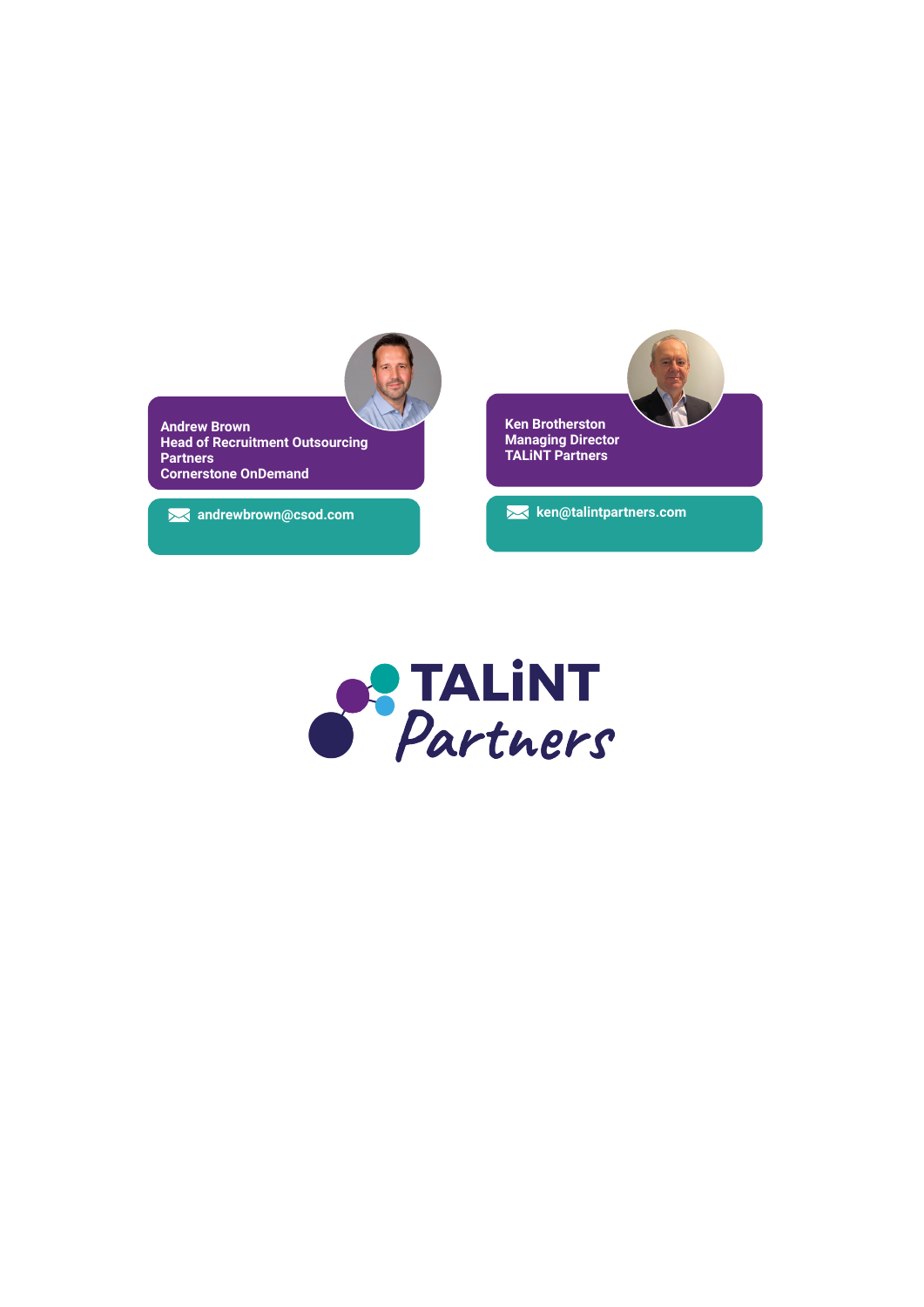**Andrew Brown**
**Head of Recruitment Outsourcing Partners**
**Cornerstone OnDemand**

andrewbrown@csod.com

**Ken Brotherston**
**Managing Director**
**TALiNT Partners**

ken@talintpartners.com

TALiNT Partners